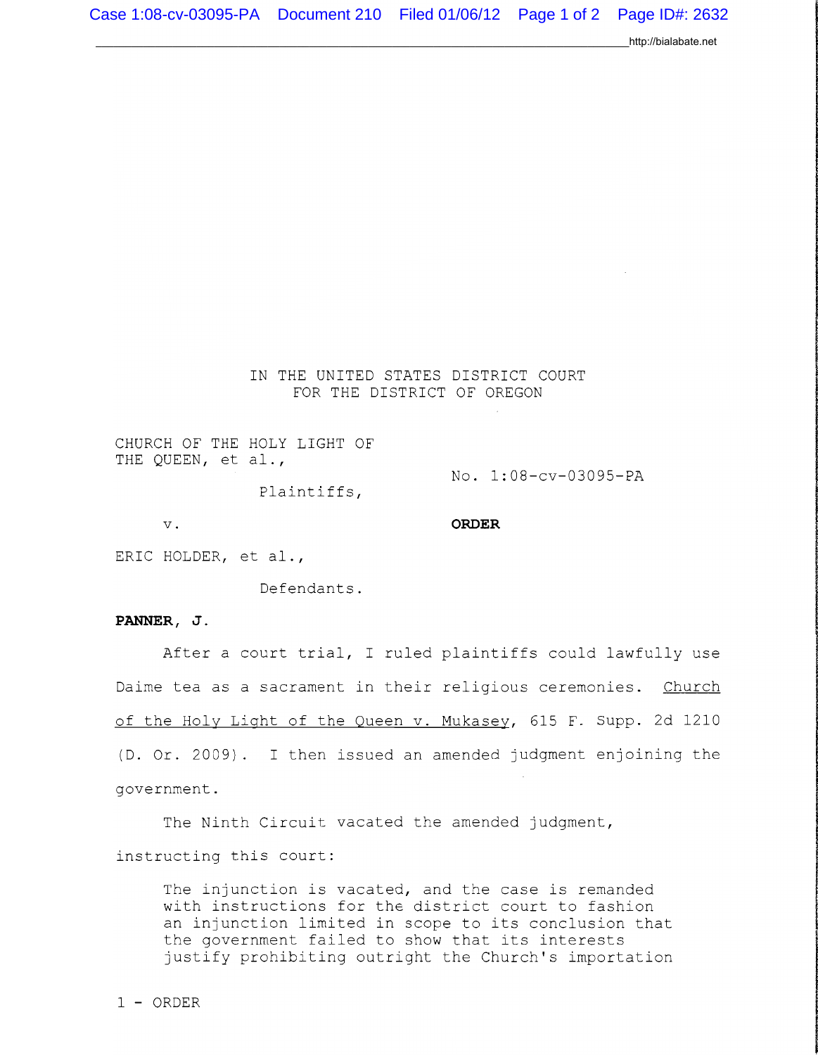IN THE UNITED STATES DISTRICT COURT
FOR THE DISTRICT OF OREGON

CHURCH OF THE HOLY LIGHT OF THE QUEEN, et al.,

Plaintiffs,

v.

ERIC HOLDER, et al.,

Defendants.

No. 1:08-cv-03095-PA

**ORDER**

**PANNER, J.**

After a court trial, I ruled plaintiffs could lawfully use Daime tea as a sacrament in their religious ceremonies. Church of the Holy Light of the Queen v. Mukasey, 615 F. Supp. 2d 1210 (D. Or. 2009). I then issued an amended judgment enjoining the government.

The Ninth Circuit vacated the amended judgment, instructing this court:

> The injunction is vacated, and the case is remanded with instructions for the district court to fashion an injunction limited in scope to its conclusion that the government failed to show that its interests justify prohibiting outright the Church's importation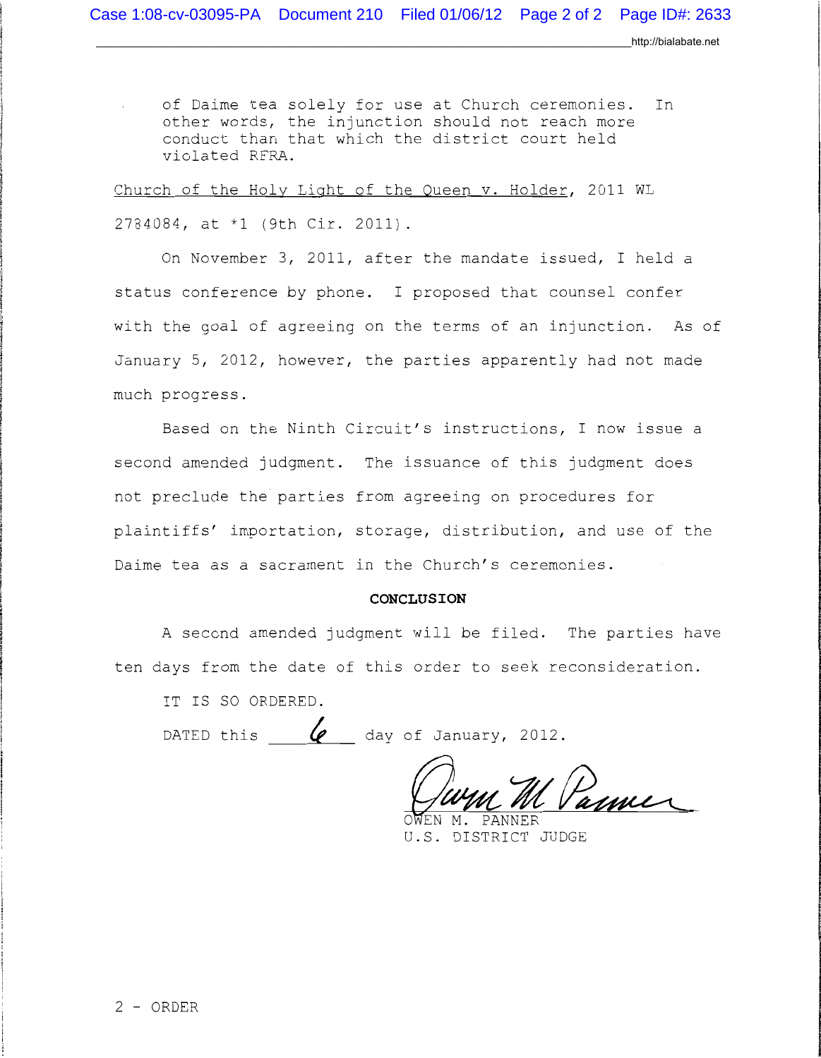of Daime tea solely for use at Church ceremonies. In other words, the injunction should not reach more conduct than that which the district court held violated RFRA.

Church of the Holy Light of the Queen v. Holder, 2011 WL 2784084, at *1 (9th Cir. 2011).

On November 3, 2011, after the mandate issued, I held a status conference by phone. I proposed that counsel confer with the goal of agreeing on the terms of an injunction. As of January 5, 2012, however, the parties apparently had not made much progress.

Based on the Ninth Circuit's instructions, I now issue a second amended judgment. The issuance of this judgment does not preclude the parties from agreeing on procedures for plaintiffs' importation, storage, distribution, and use of the Daime tea as a sacrament in the Church's ceremonies.

**CONCLUSION**

A second amended judgment will be filed. The parties have ten days from the date of this order to seek reconsideration.

IT IS SO ORDERED.

DATED this 6 day of January, 2012.

OWEN M. PANNER
U.S. DISTRICT JUDGE

2 - ORDER